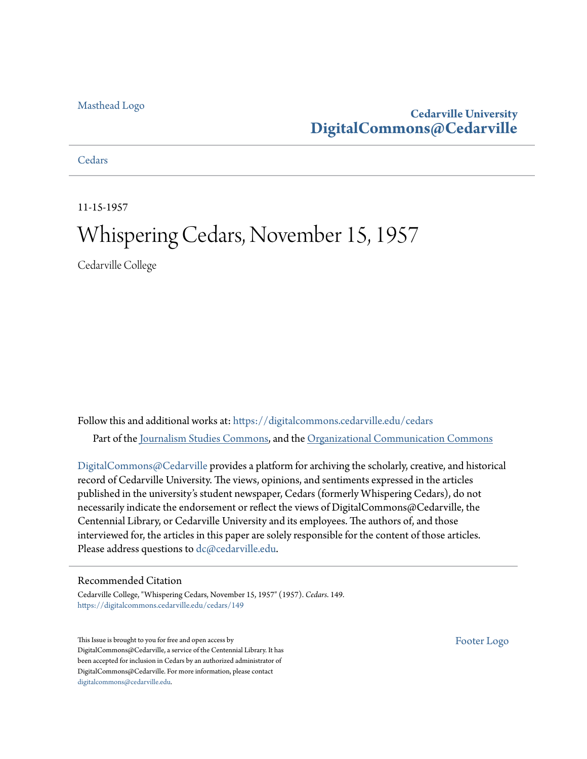Masthead Logo

**Cedarville University**
**DigitalCommons@Cedarville**

Cedars

11-15-1957

# Whispering Cedars, November 15, 1957

Cedarville College

Follow this and additional works at: https://digitalcommons.cedarville.edu/cedars

Part of the Journalism Studies Commons, and the Organizational Communication Commons

DigitalCommons@Cedarville provides a platform for archiving the scholarly, creative, and historical record of Cedarville University. The views, opinions, and sentiments expressed in the articles published in the university's student newspaper, Cedars (formerly Whispering Cedars), do not necessarily indicate the endorsement or reflect the views of DigitalCommons@Cedarville, the Centennial Library, or Cedarville University and its employees. The authors of, and those interviewed for, the articles in this paper are solely responsible for the content of those articles. Please address questions to dc@cedarville.edu.

## Recommended Citation

Cedarville College, "Whispering Cedars, November 15, 1957" (1957). *Cedars*. 149.
https://digitalcommons.cedarville.edu/cedars/149

This Issue is brought to you for free and open access by DigitalCommons@Cedarville, a service of the Centennial Library. It has been accepted for inclusion in Cedars by an authorized administrator of DigitalCommons@Cedarville. For more information, please contact digitalcommons@cedarville.edu.

Footer Logo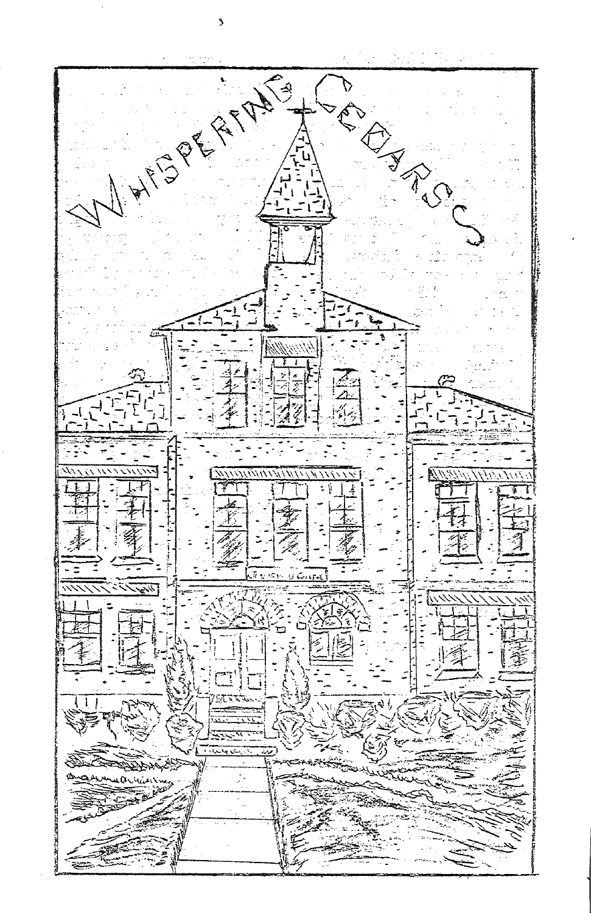# WHISPERING CEDARS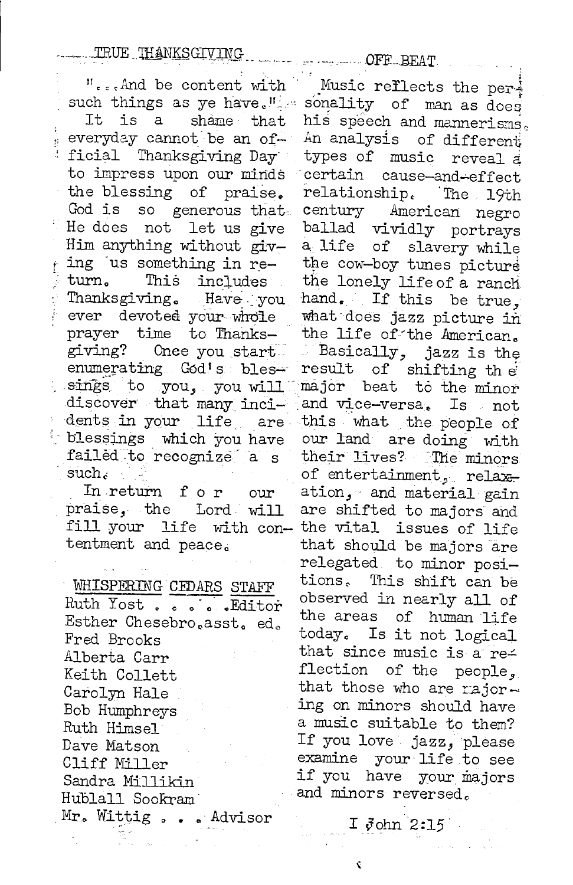## TRUE THANKSGIVING

"...And be content with such things as ye have."

It is a shame that everyday cannot be an official Thanksgiving Day to impress upon our minds the blessing of praise. God is so generous that He does not let us give Him anything without giving us something in return. This includes Thanksgiving. Have you ever devoted your whole prayer time to Thanksgiving? Once you start enumerating God's blessings to you, you will discover that many incidents in your life are blessings which you have failed to recognize as such.

In return for our praise, the Lord will fill your life with contentment and peace.

**WHISPERING CEDARS STAFF**

Ruth Yost . . . . .Editor
Esther Chesebro.asst. ed.
Fred Brooks
Alberta Carr
Keith Collett
Carolyn Hale
Bob Humphreys
Ruth Himsel
Dave Matson
Cliff Miller
Sandra Millikin
Hublall Sookram
Mr. Wittig . . . Advisor

## OFF BEAT

Music reflects the personality of man as does his speech and mannerisms. An analysis of different types of music reveal a certain cause-and-effect relationship. The 19th century American negro ballad vividly portrays a life of slavery while the cow-boy tunes picture the lonely life of a ranch hand. If this be true, what does jazz picture in the life of the American.

Basically, jazz is the result of shifting the major beat to the minor and vice-versa. Is not this what the people of our land are doing with their lives? The minors of entertainment, relaxation, and material gain are shifted to majors and the vital issues of life that should be majors are relegated to minor positions. This shift can be observed in nearly all of the areas of human life today. Is it not logical that since music is a reflection of the people, that those who are majoring on minors should have a music suitable to them? If you love jazz, please examine your life to see if you have your majors and minors reversed.

I John 2:15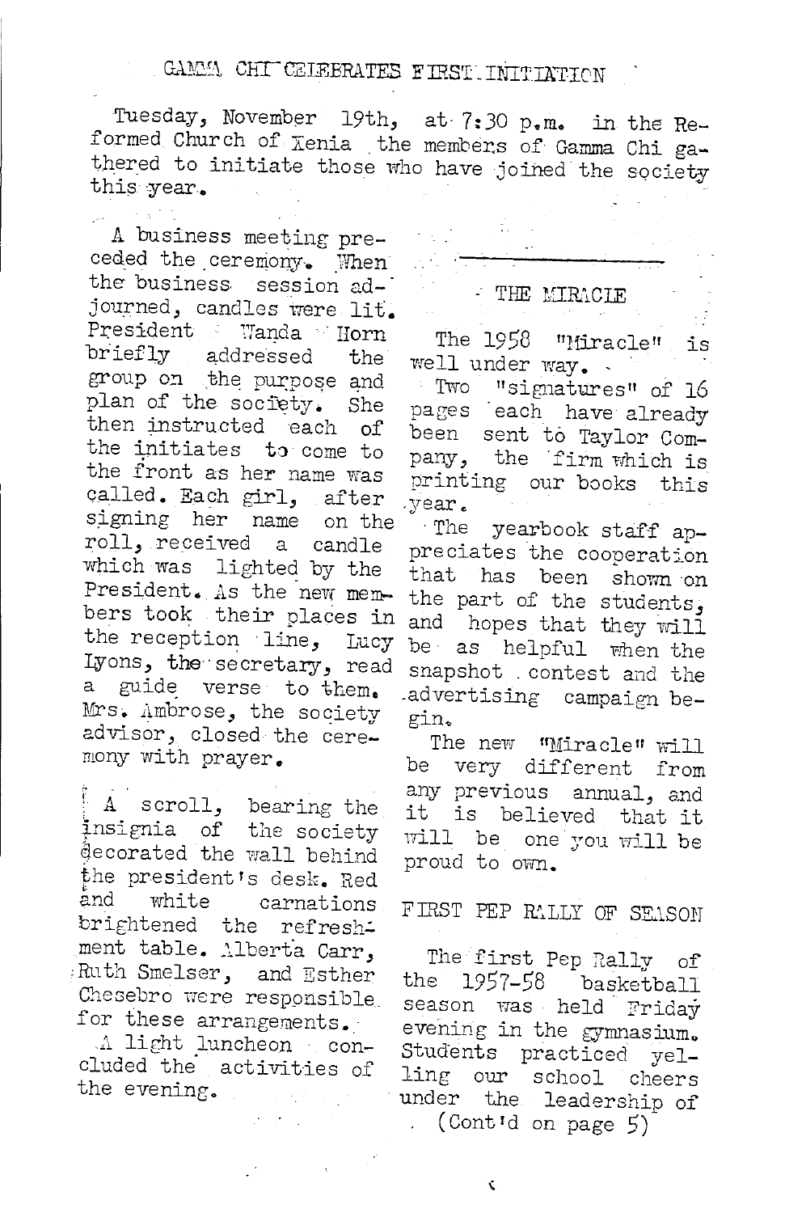## GAMMA CHI CELEBRATES FIRST INITIATION

Tuesday, November 19th, at 7:30 p.m. in the Reformed Church of Xenia the members of Gamma Chi gathered to initiate those who have joined the society this year.

A business meeting preceded the ceremony. When the business session adjourned, candles were lit. President Wanda Horn briefly addressed the group on the purpose and plan of the society. She then instructed each of the initiates to come to the front as her name was called. Each girl, after signing her name on the roll, received a candle which was lighted by the President. As the new members took their places in the reception line, Lucy Lyons, the secretary, read a guide verse to them. Mrs. Ambrose, the society advisor, closed the ceremony with prayer.

A scroll, bearing the insignia of the society decorated the wall behind the president's desk. Red and white carnations brightened the refreshment table. Alberta Carr, Ruth Smelser, and Esther Chesebro were responsible for these arrangements.

A light luncheon concluded the activities of the evening.

---

## THE MIRACLE

The 1958 "Miracle" is well under way.

Two "signatures" of 16 pages each have already been sent to Taylor Company, the firm which is printing our books this year.

The yearbook staff appreciates the cooperation that has been shown on the part of the students, and hopes that they will be as helpful when the snapshot contest and the advertising campaign begin.

The new "Miracle" will be very different from any previous annual, and it is believed that it will be one you will be proud to own.

## FIRST PEP RALLY OF SEASON

The first Pep Rally of the 1957-58 basketball season was held Friday evening in the gymnasium. Students practiced yelling our school cheers under the leadership of

(Cont'd on page 5)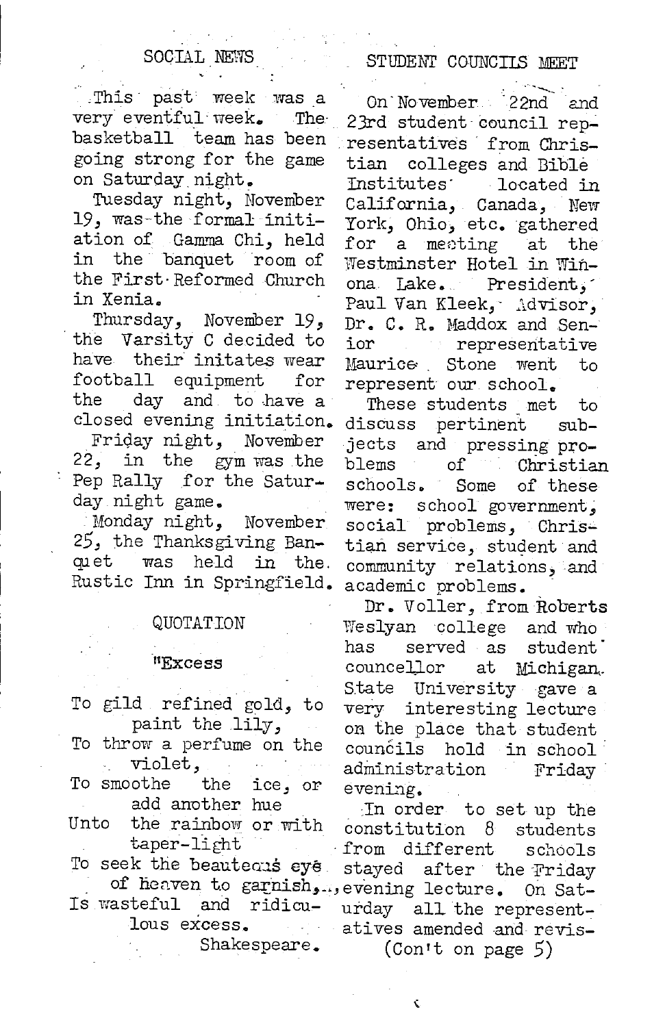## SOCIAL NEWS

This past week was a very eventful week. The basketball team has been going strong for the game on Saturday night.

Tuesday night, November 19, was the formal initiation of Gamma Chi, held in the banquet room of the First Reformed Church in Xenia.

Thursday, November 19, the Varsity C decided to have their initates wear football equipment for the day and to have a closed evening initiation.

Friday night, November 22, in the gym was the Pep Rally for the Saturday night game.

Monday night, November 25, the Thanksgiving Banquet was held in the Rustic Inn in Springfield.

## QUOTATION

"Excess

To gild refined gold, to
paint the lily,
To throw a perfume on the
violet,
To smoothe the ice, or
add another hue
Unto the rainbow or with
taper-light
To seek the beauteous eye
of heaven to garnish,
Is wasteful and ridicu-
lous excess.

Shakespeare.

## STUDENT COUNCILS MEET

On November 22nd and 23rd student council representatives from Christian colleges and Bible Institutes located in California, Canada, New York, Ohio, etc. gathered for a meeting at the Westminster Hotel in Winona Lake. President, Paul Van Kleek, Advisor, Dr. C. R. Maddox and Senior representative Maurice Stone went to represent our school.

These students met to discuss pertinent subjects and pressing problems of Christian schools. Some of these were: school government, social problems, Christian service, student and community relations, and academic problems.

Dr. Voller, from Roberts Weslyan college and who has served as student councellor at Michigan State University gave a very interesting lecture on the place that student councils hold in school administration Friday evening.

In order to set up the constitution 8 students from different schools stayed after the Friday evening lecture. On Saturday all the representatives amended and revis-

(Con't on page 5)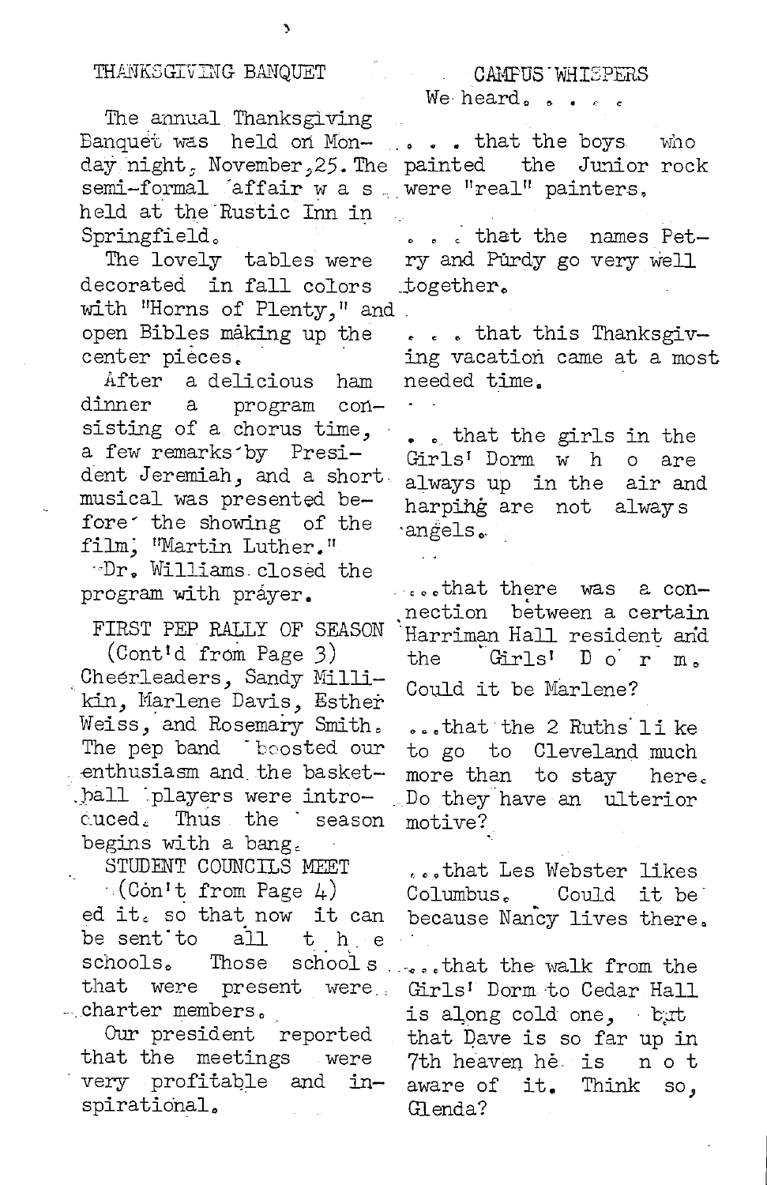## THANKSGIVING BANQUET

The annual Thanksgiving Banquet was held on Monday night, November 25. The semi-formal affair was held at the Rustic Inn in Springfield.

The lovely tables were decorated in fall colors with "Horns of Plenty," and open Bibles making up the center pieces.

After a delicious ham dinner a program consisting of a chorus time, a few remarks by President Jeremiah, and a short musical was presented before the showing of the film, "Martin Luther."

Dr. Williams closed the program with prayer.

## FIRST PEP RALLY OF SEASON

(Cont'd from Page 3)

Cheerleaders, Sandy Millikin, Marlene Davis, Esther Weiss, and Rosemary Smith. The pep band boosted our enthusiasm and the basketball players were introduced. Thus the season begins with a bang.

## STUDENT COUNCILS MEET

(Con't from Page 4)

ed it. so that now it can be sent to all the schools. Those schools that were present were charter members.

Our president reported that the meetings were very profitable and inspirational.

## CAMPUS WHISPERS

We heard. . . . .

. . . that the boys who painted the Junior rock were "real" painters.

. . . that the names Petry and Purdy go very well together.

. . . that this Thanksgiving vacation came at a most needed time.

. . that the girls in the Girls' Dorm who are always up in the air and harping are not always angels.

. . .that there was a connection between a certain Harriman Hall resident and the Girls' Dorm. Could it be Marlene?

. . .that the 2 Ruths like to go to Cleveland much more than to stay here. Do they have an ulterior motive?

. . .that Les Webster likes Columbus. Could it be because Nancy lives there.

. . .that the walk from the Girls' Dorm to Cedar Hall is along cold one, but that Dave is so far up in 7th heaven he is not aware of it. Think so, Glenda?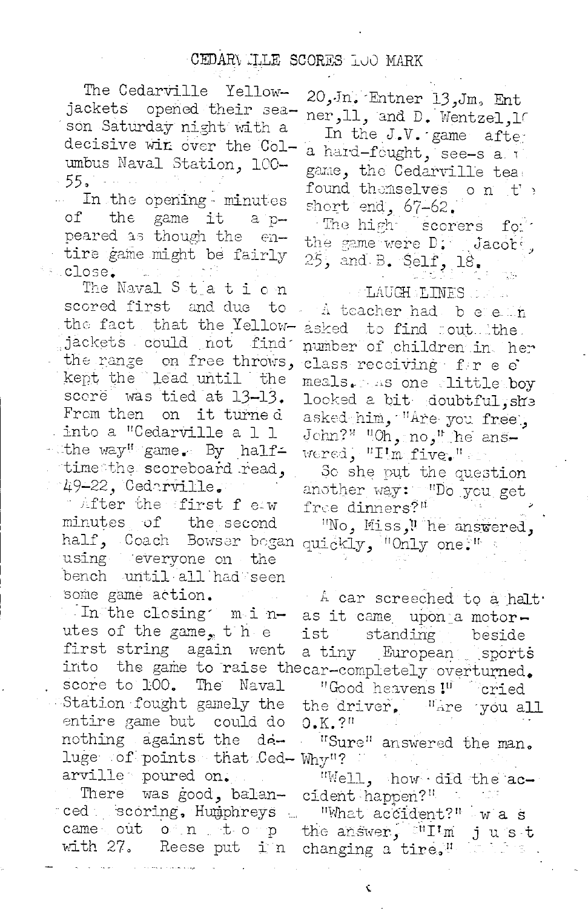## CEDARVILLE SCORES 100 MARK

The Cedarville Yellowjackets opened their season Saturday night with a decisive win over the Columbus Naval Station, 100-55.

In the opening minutes of the game it appeared as though the entire game might be fairly close.

The Naval Station scored first and due to the fact that the Yellowjackets could not find the range on free throws, kept the lead until the score was tied at 13-13. From then on it turned into a "Cedarville all the way" game. By halftime the scoreboard read, 49-22, Cedarville.

After the first few minutes of the second half, Coach Bowser began using everyone on the bench until all had seen some game action.

In the closing minutes of the game, the first string again went into the game to raise the score to 100. The Naval Station fought gamely the entire game but could do nothing against the deluge of points that Cedarville poured on.

There was good, balanced scoring, Humphreys came out on top with 27. Reese put in 20, Jn. Entner 13, Jm. Entner, 11, and D. Wentzel, 1[0]

In the J.V. game after a hard-fought, see-saw game, the Cedarville team found themselves on the short end, 67-62.

The high scorers for the game were D. Jacobs, 25, and B. Self, 18.

### LAUGH LINES

A teacher had been asked to find out the number of children in her class receiving free meals. As one little boy looked a bit doubtful, she asked him, "Are you free, John?" "Oh, no," he answered, "I'm five."

So she put the question another way: "Do you get free dinners?"

"No, Miss," he answered, quickly, "Only one."

A car screeched to a halt as it came upon a motorist standing beside a tiny European sports car-completely overturned.

"Good heavens!" cried the driver. "Are you all O.K.?"

"Sure" answered the man. Why"?

"Well, how did the accident happen?"

"What accident?" was the answer, "I'm just changing a tire."